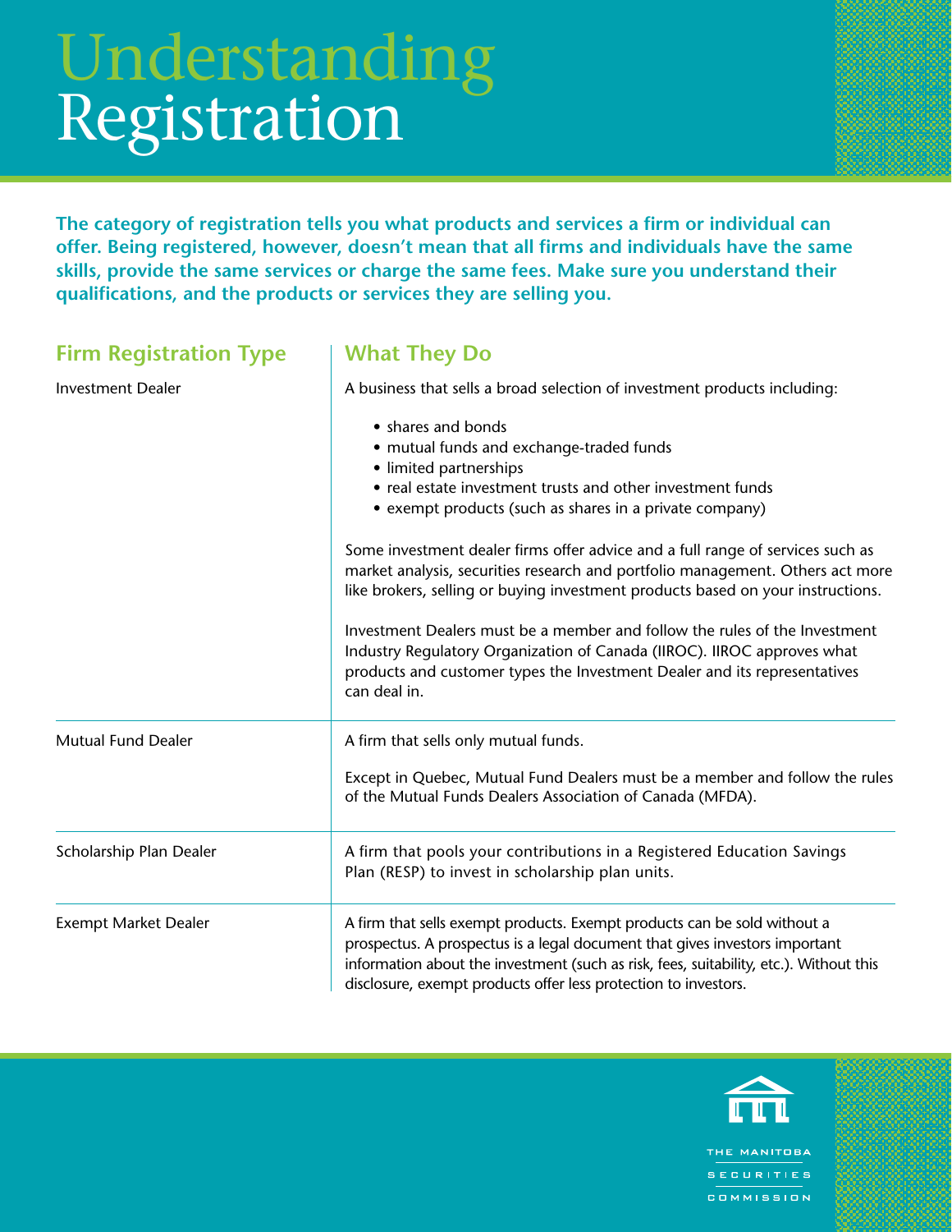# Understanding Registration

**The category of registration tells you what products and services a firm or individual can offer. Being registered, however, doesn't mean that all firms and individuals have the same skills, provide the same services or charge the same fees. Make sure you understand their qualifications, and the products or services they are selling you.**

| Firm Registration Type | What They Do |
|---|---|
| Investment Dealer | A business that sells a broad selection of investment products including:<br>• shares and bonds<br>• mutual funds and exchange-traded funds<br>• limited partnerships<br>• real estate investment trusts and other investment funds<br>• exempt products (such as shares in a private company)<br><br>Some investment dealer firms offer advice and a full range of services such as market analysis, securities research and portfolio management. Others act more like brokers, selling or buying investment products based on your instructions.<br><br>Investment Dealers must be a member and follow the rules of the Investment Industry Regulatory Organization of Canada (IIROC). IIROC approves what products and customer types the Investment Dealer and its representatives can deal in. |
| Mutual Fund Dealer | A firm that sells only mutual funds.<br><br>Except in Quebec, Mutual Fund Dealers must be a member and follow the rules of the Mutual Funds Dealers Association of Canada (MFDA). |
| Scholarship Plan Dealer | A firm that pools your contributions in a Registered Education Savings Plan (RESP) to invest in scholarship plan units. |
| Exempt Market Dealer | A firm that sells exempt products. Exempt products can be sold without a prospectus. A prospectus is a legal document that gives investors important information about the investment (such as risk, fees, suitability, etc.). Without this disclosure, exempt products offer less protection to investors. |

THE MANITOBA SECURITIES COMMISSION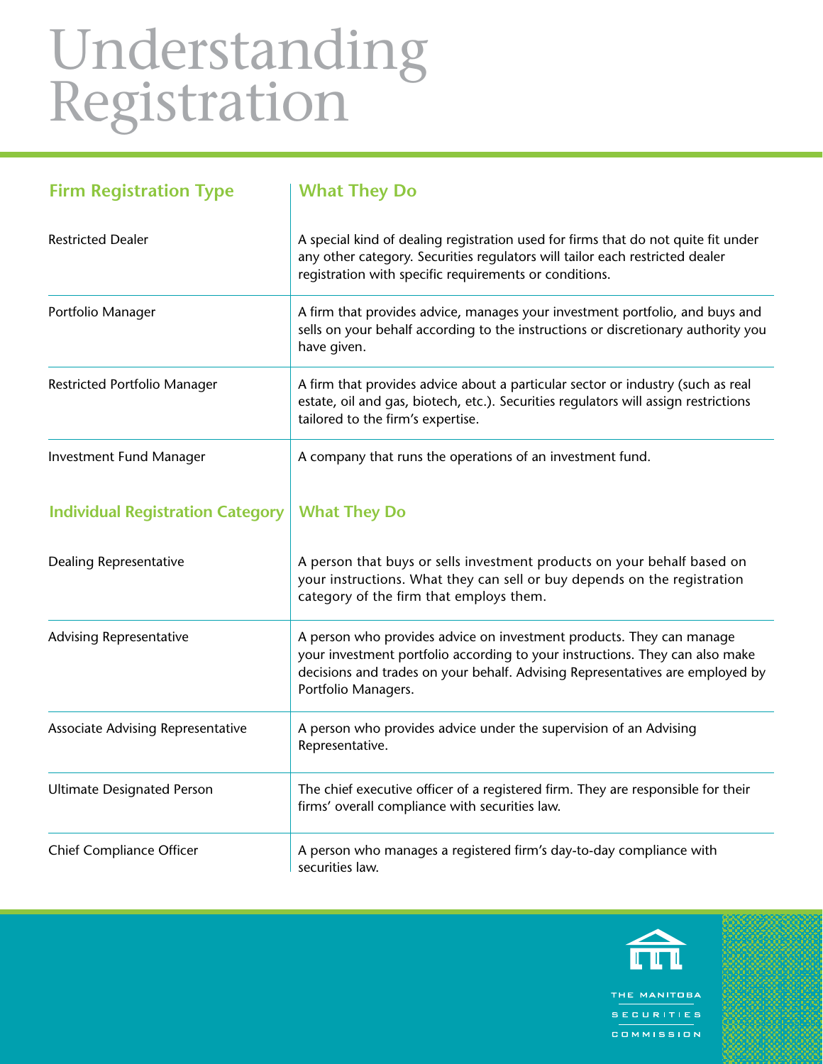# Understanding Registration

| Firm Registration Type | What They Do |
|---|---|
| Restricted Dealer | A special kind of dealing registration used for firms that do not quite fit under any other category. Securities regulators will tailor each restricted dealer registration with specific requirements or conditions. |
| Portfolio Manager | A firm that provides advice, manages your investment portfolio, and buys and sells on your behalf according to the instructions or discretionary authority you have given. |
| Restricted Portfolio Manager | A firm that provides advice about a particular sector or industry (such as real estate, oil and gas, biotech, etc.). Securities regulators will assign restrictions tailored to the firm's expertise. |
| Investment Fund Manager | A company that runs the operations of an investment fund. |

| Individual Registration Category | What They Do |
|---|---|
| Dealing Representative | A person that buys or sells investment products on your behalf based on your instructions. What they can sell or buy depends on the registration category of the firm that employs them. |
| Advising Representative | A person who provides advice on investment products. They can manage your investment portfolio according to your instructions. They can also make decisions and trades on your behalf. Advising Representatives are employed by Portfolio Managers. |
| Associate Advising Representative | A person who provides advice under the supervision of an Advising Representative. |
| Ultimate Designated Person | The chief executive officer of a registered firm. They are responsible for their firms' overall compliance with securities law. |
| Chief Compliance Officer | A person who manages a registered firm's day-to-day compliance with securities law. |

THE MANITOBA SECURITIES COMMISSION